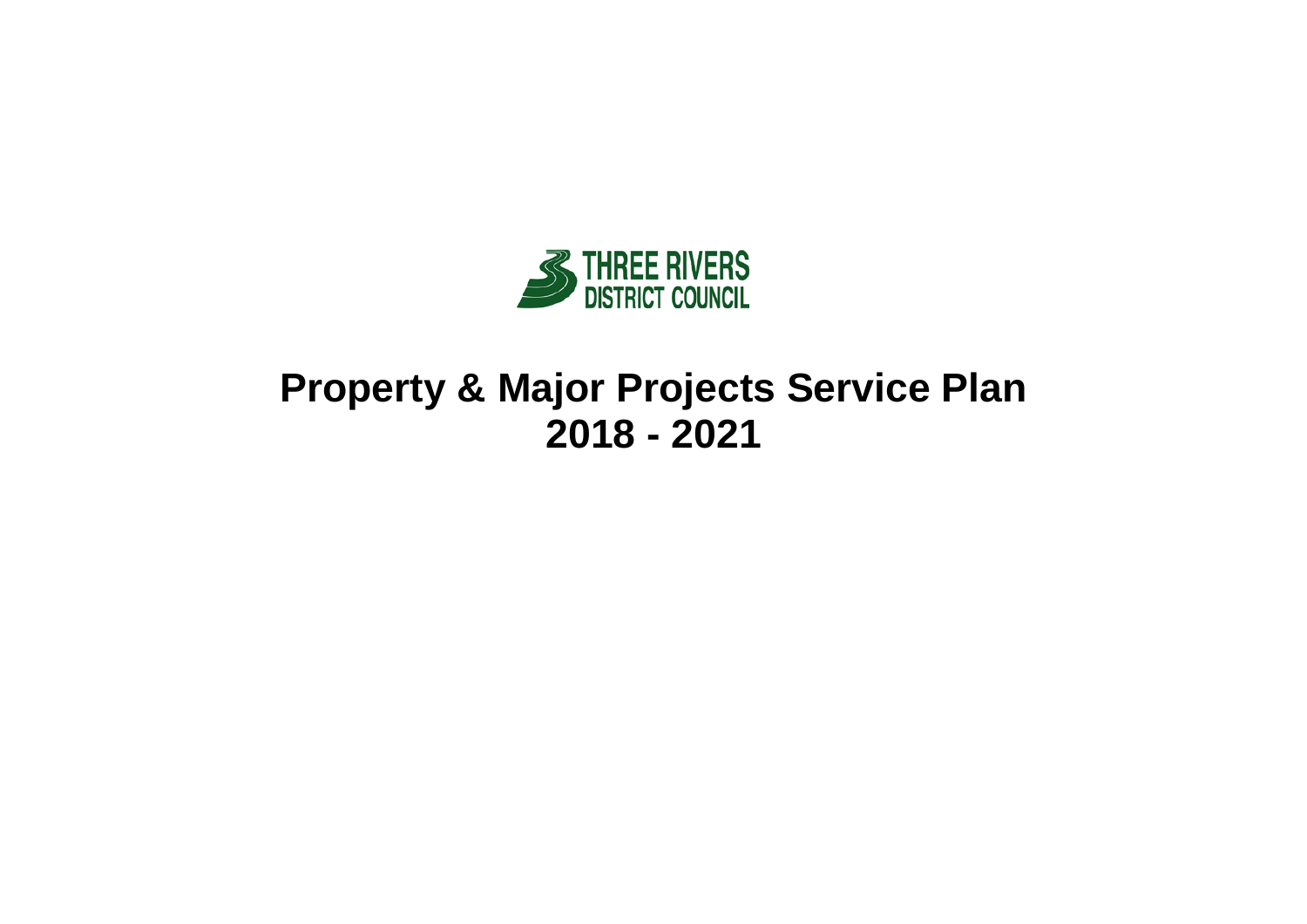THREE RIVERS DISTRICT COUNCIL

# Property & Major Projects Service Plan 2018 - 2021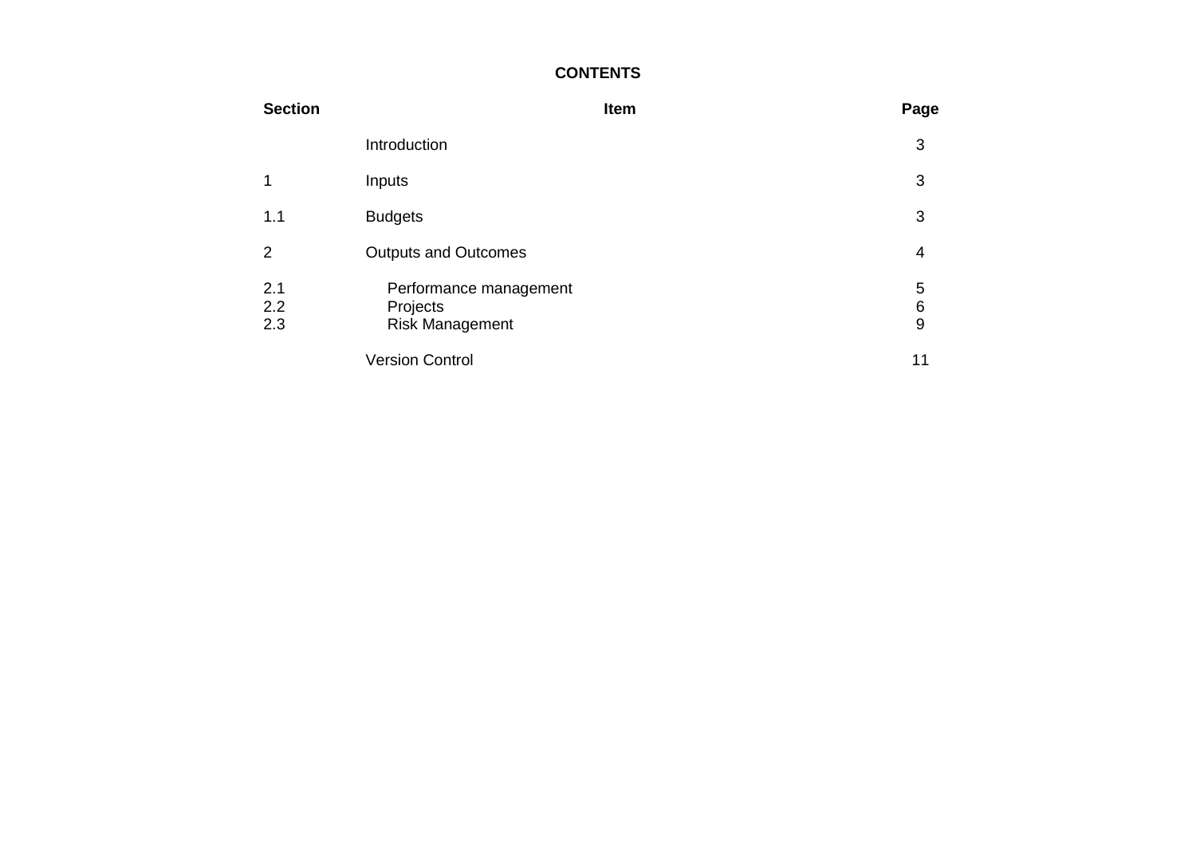**CONTENTS**

| Section | Item | Page |
|---|---|---|
| | Introduction | 3 |
| 1 | Inputs | 3 |
| 1.1 | Budgets | 3 |
| 2 | Outputs and Outcomes | 4 |
| 2.1 | Performance management | 5 |
| 2.2 | Projects | 6 |
| 2.3 | Risk Management | 9 |
| | Version Control | 11 |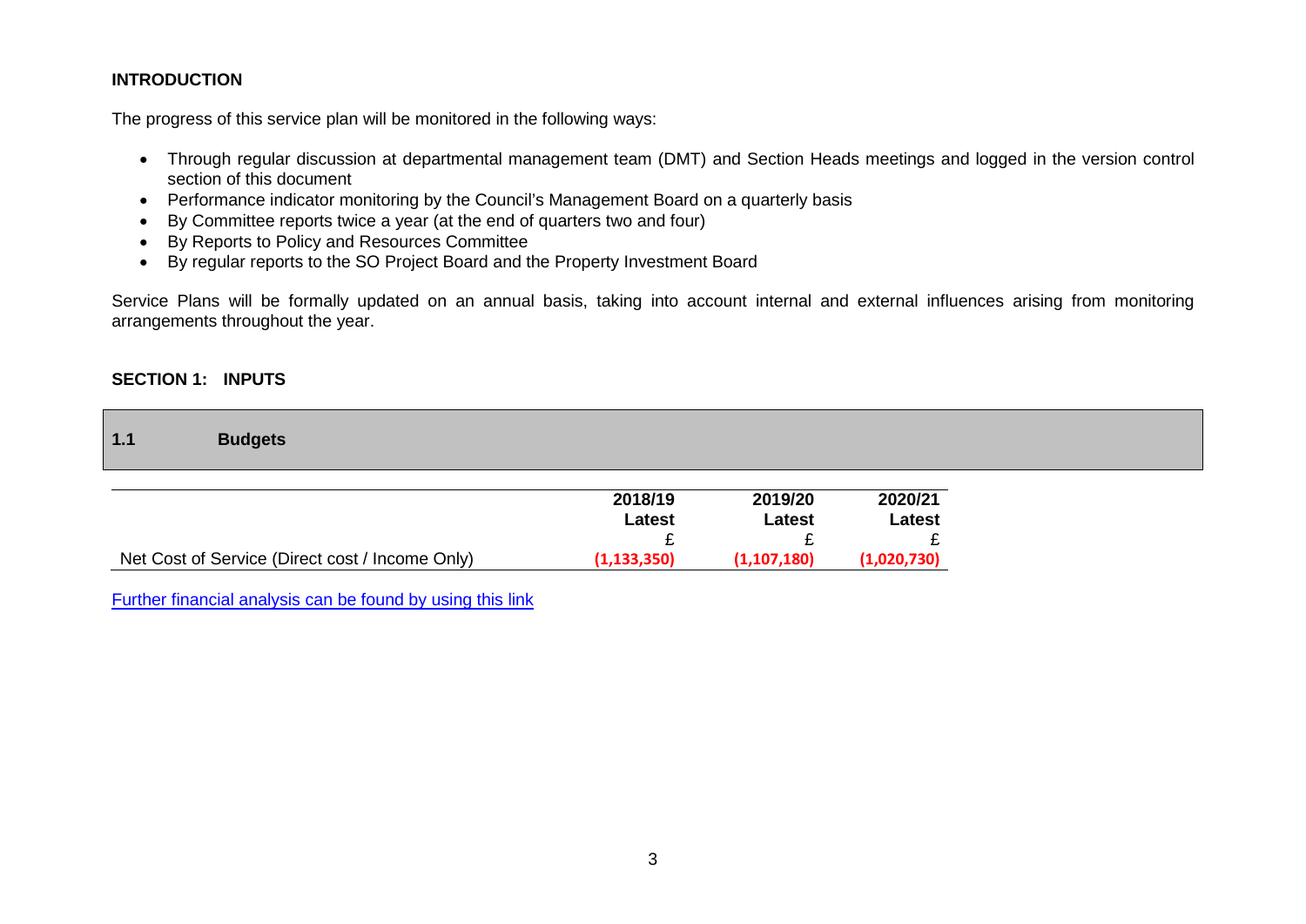## INTRODUCTION

The progress of this service plan will be monitored in the following ways:

- Through regular discussion at departmental management team (DMT) and Section Heads meetings and logged in the version control section of this document
- Performance indicator monitoring by the Council's Management Board on a quarterly basis
- By Committee reports twice a year (at the end of quarters two and four)
- By Reports to Policy and Resources Committee
- By regular reports to the SO Project Board and the Property Investment Board

Service Plans will be formally updated on an annual basis, taking into account internal and external influences arising from monitoring arrangements throughout the year.

## SECTION 1: INPUTS

### 1.1 Budgets

| | 2018/19 Latest £ | 2019/20 Latest £ | 2020/21 Latest £ |
|---|---|---|---|
| Net Cost of Service (Direct cost / Income Only) | (1,133,350) | (1,107,180) | (1,020,730) |

Further financial analysis can be found by using this link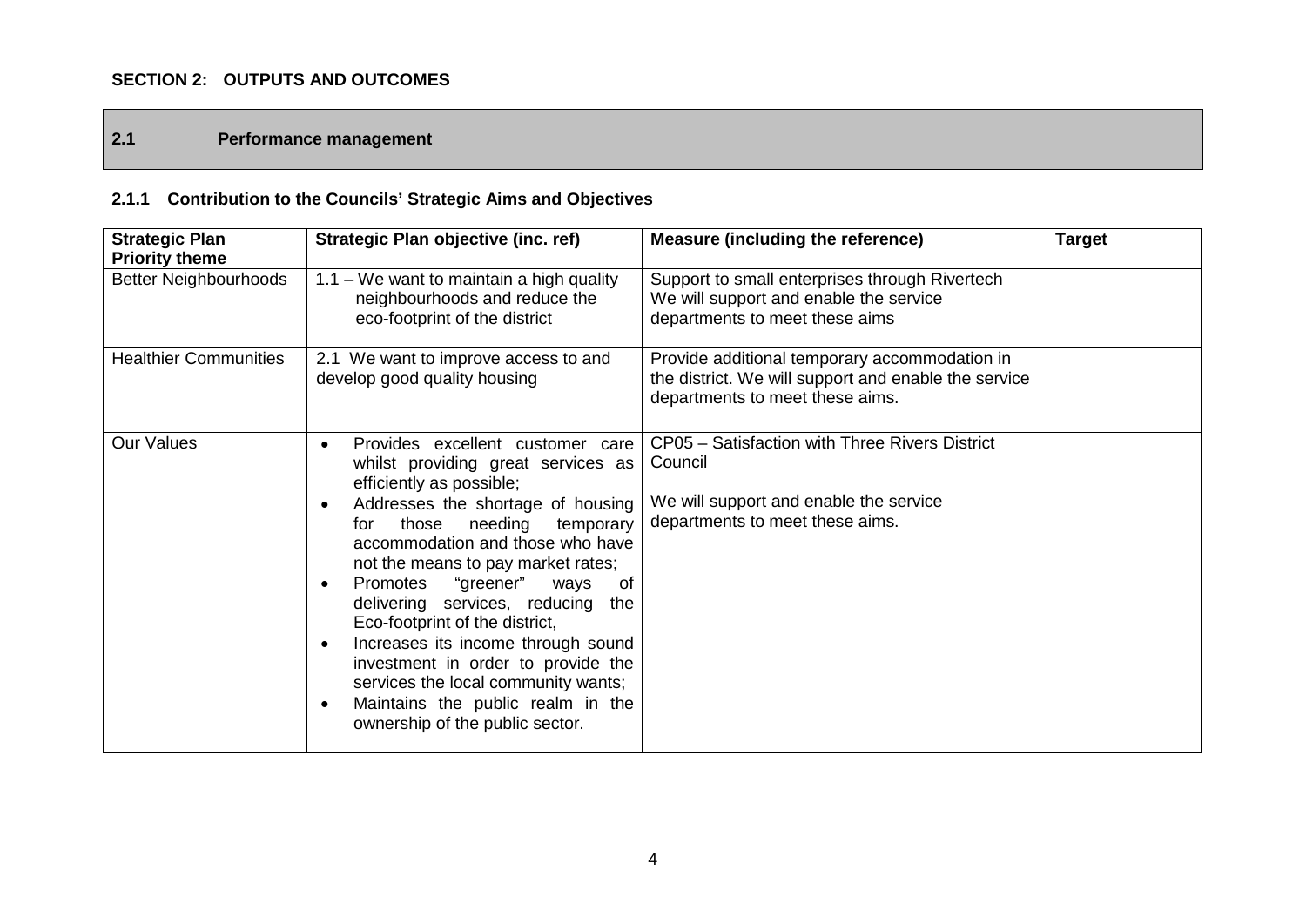**SECTION 2: OUTPUTS AND OUTCOMES**

## 2.1 Performance management

### 2.1.1 Contribution to the Councils' Strategic Aims and Objectives

| Strategic Plan Priority theme | Strategic Plan objective (inc. ref) | Measure (including the reference) | Target |
|---|---|---|---|
| Better Neighbourhoods | 1.1 – We want to maintain a high quality neighbourhoods and reduce the eco-footprint of the district | Support to small enterprises through Rivertech<br>We will support and enable the service departments to meet these aims | |
| Healthier Communities | 2.1 We want to improve access to and develop good quality housing | Provide additional temporary accommodation in the district. We will support and enable the service departments to meet these aims. | |
| Our Values | • Provides excellent customer care whilst providing great services as efficiently as possible;<br>• Addresses the shortage of housing for those needing temporary accommodation and those who have not the means to pay market rates;<br>• Promotes "greener" ways of delivering services, reducing the Eco-footprint of the district,<br>• Increases its income through sound investment in order to provide the services the local community wants;<br>• Maintains the public realm in the ownership of the public sector. | CP05 – Satisfaction with Three Rivers District Council<br><br>We will support and enable the service departments to meet these aims. | |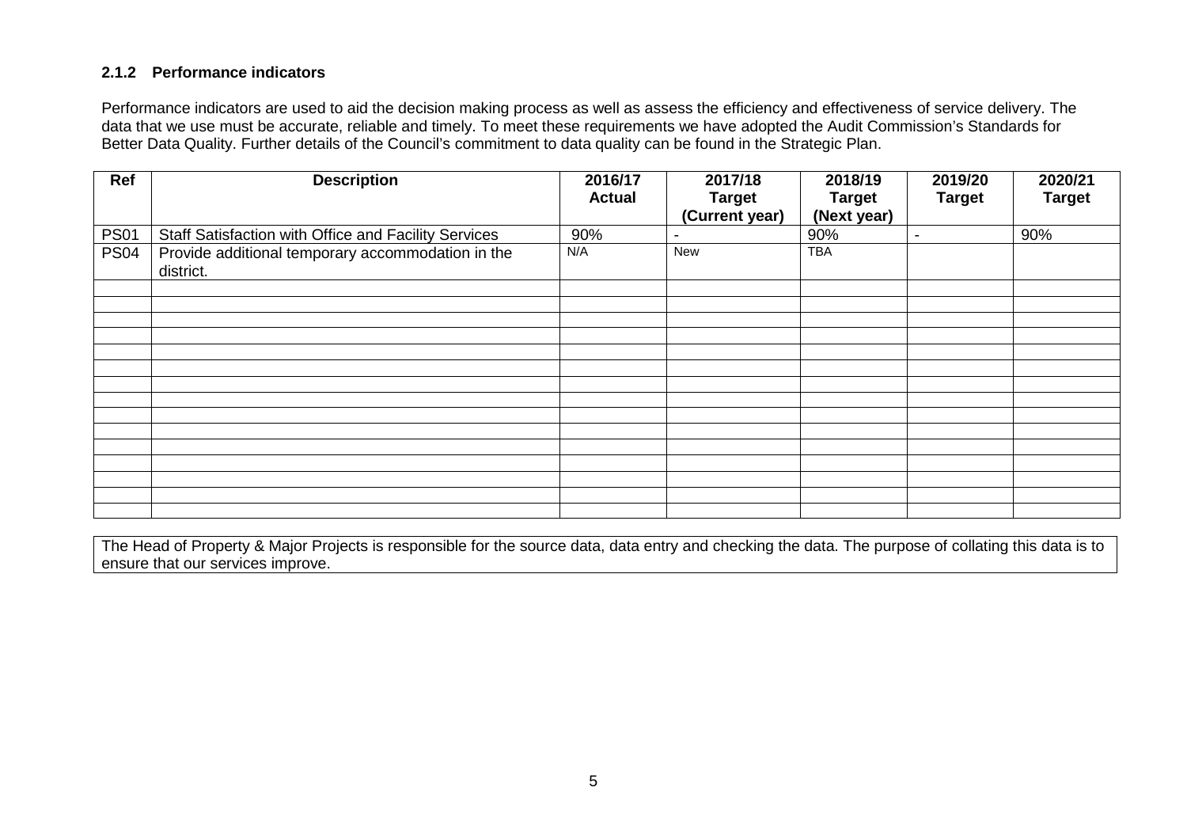### 2.1.2 Performance indicators

Performance indicators are used to aid the decision making process as well as assess the efficiency and effectiveness of service delivery. The data that we use must be accurate, reliable and timely. To meet these requirements we have adopted the Audit Commission's Standards for Better Data Quality. Further details of the Council's commitment to data quality can be found in the Strategic Plan.

| Ref | Description | 2016/17 Actual | 2017/18 Target (Current year) | 2018/19 Target (Next year) | 2019/20 Target | 2020/21 Target |
|---|---|---|---|---|---|---|
| PS01 | Staff Satisfaction with Office and Facility Services | 90% | - | 90% | - | 90% |
| PS04 | Provide additional temporary accommodation in the district. | N/A | New | TBA | | |
| | | | | | | |
| | | | | | | |
| | | | | | | |
| | | | | | | |
| | | | | | | |
| | | | | | | |
| | | | | | | |
| | | | | | | |
| | | | | | | |
| | | | | | | |
| | | | | | | |
| | | | | | | |
| | | | | | | |
| | | | | | | |
| | | | | | | |

The Head of Property & Major Projects is responsible for the source data, data entry and checking the data. The purpose of collating this data is to ensure that our services improve.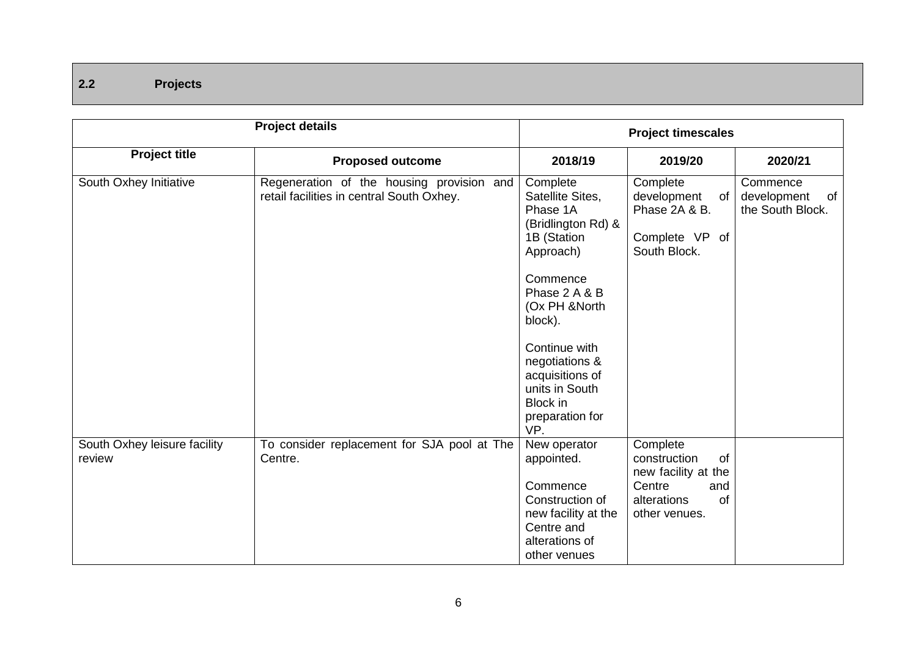## 2.2 Projects

| Project details | | Project timescales | | |
|---|---|---|---|---|
| **Project title** | **Proposed outcome** | **2018/19** | **2019/20** | **2020/21** |
| South Oxhey Initiative | Regeneration of the housing provision and retail facilities in central South Oxhey. | Complete Satellite Sites, Phase 1A (Bridlington Rd) & 1B (Station Approach)<br><br>Commence Phase 2 A & B (Ox PH &North block).<br><br>Continue with negotiations & acquisitions of units in South Block in preparation for VP. | Complete development of Phase 2A & B.<br><br>Complete VP of South Block. | Commence development of the South Block. |
| South Oxhey leisure facility review | To consider replacement for SJA pool at The Centre. | New operator appointed.<br><br>Commence Construction of new facility at the Centre and alterations of other venues | Complete construction of new facility at the Centre and alterations of other venues. | |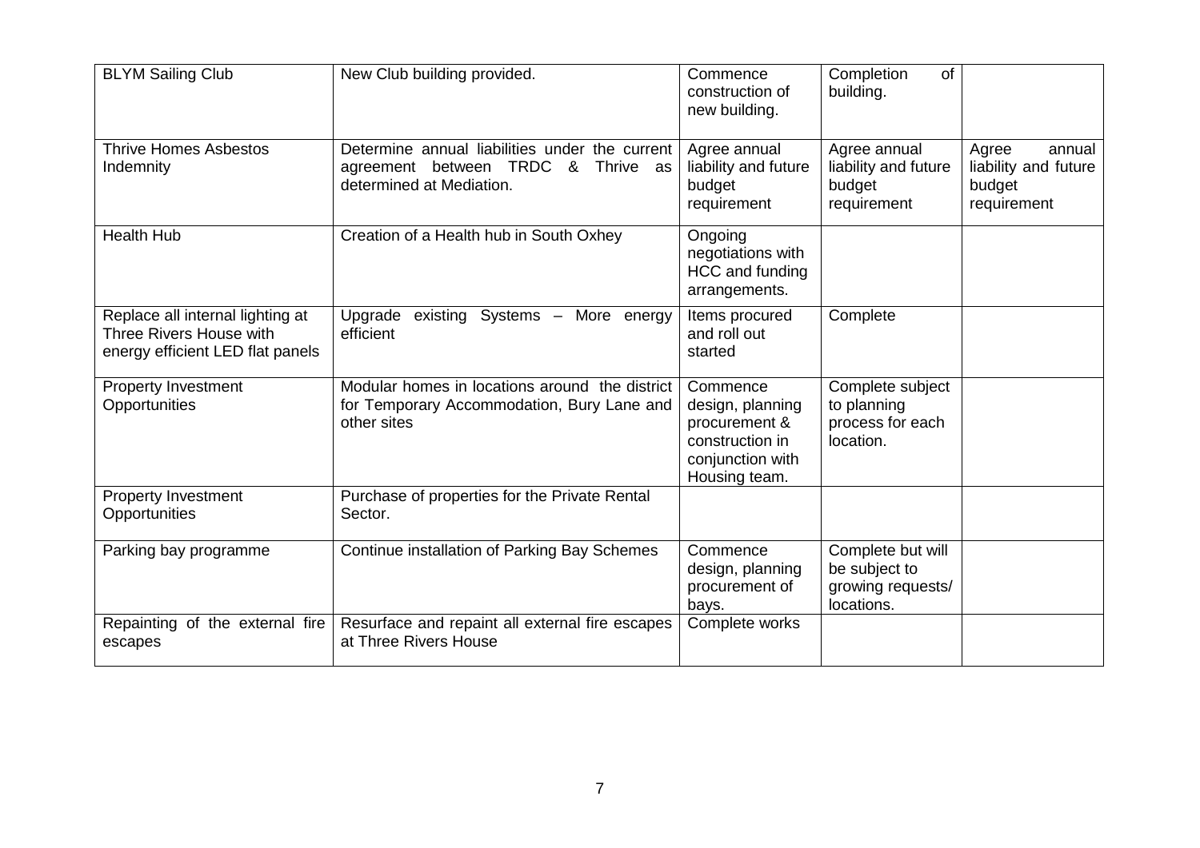| | | | | |
|---|---|---|---|---|
| BLYM Sailing Club | New Club building provided. | Commence construction of new building. | Completion of building. | |
| Thrive Homes Asbestos Indemnity | Determine annual liabilities under the current agreement between TRDC & Thrive as determined at Mediation. | Agree annual liability and future budget requirement | Agree annual liability and future budget requirement | Agree annual liability and future budget requirement |
| Health Hub | Creation of a Health hub in South Oxhey | Ongoing negotiations with HCC and funding arrangements. | | |
| Replace all internal lighting at Three Rivers House with energy efficient LED flat panels | Upgrade existing Systems – More energy efficient | Items procured and roll out started | Complete | |
| Property Investment Opportunities | Modular homes in locations around the district for Temporary Accommodation, Bury Lane and other sites | Commence design, planning procurement & construction in conjunction with Housing team. | Complete subject to planning process for each location. | |
| Property Investment Opportunities | Purchase of properties for the Private Rental Sector. | | | |
| Parking bay programme | Continue installation of Parking Bay Schemes | Commence design, planning procurement of bays. | Complete but will be subject to growing requests/ locations. | |
| Repainting of the external fire escapes | Resurface and repaint all external fire escapes at Three Rivers House | Complete works | | |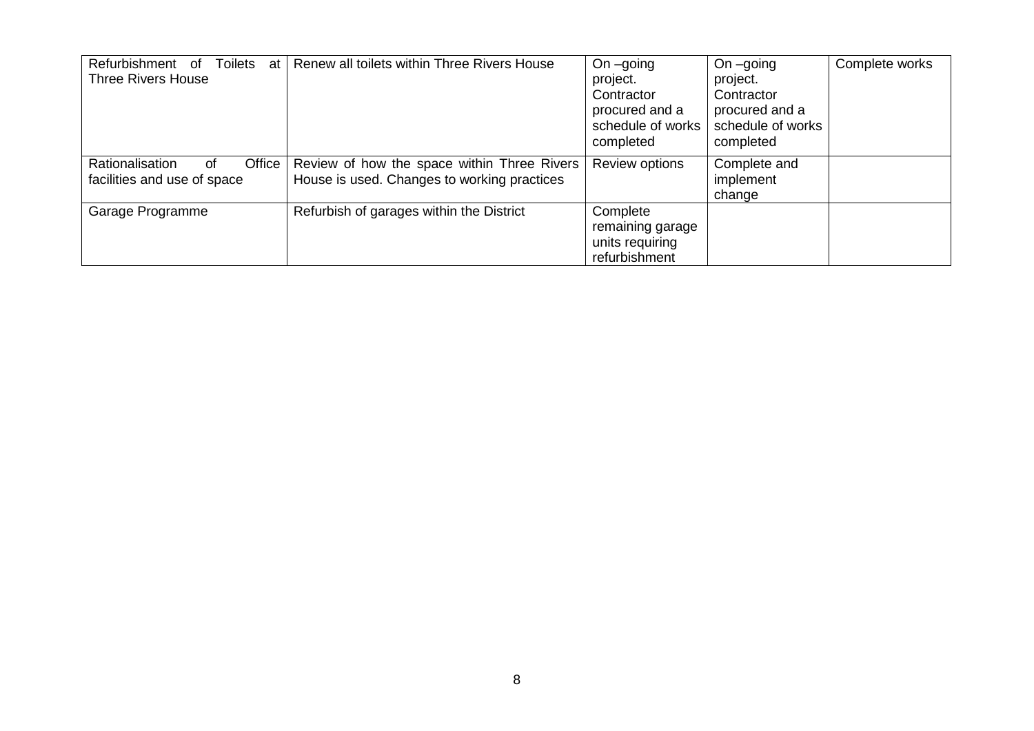| | | | | |
|---|---|---|---|---|
| Refurbishment of Toilets at Three Rivers House | Renew all toilets within Three Rivers House | On –going project. Contractor procured and a schedule of works completed | On –going project. Contractor procured and a schedule of works completed | Complete works |
| Rationalisation of Office facilities and use of space | Review of how the space within Three Rivers House is used. Changes to working practices | Review options | Complete and implement change | |
| Garage Programme | Refurbish of garages within the District | Complete remaining garage units requiring refurbishment | | |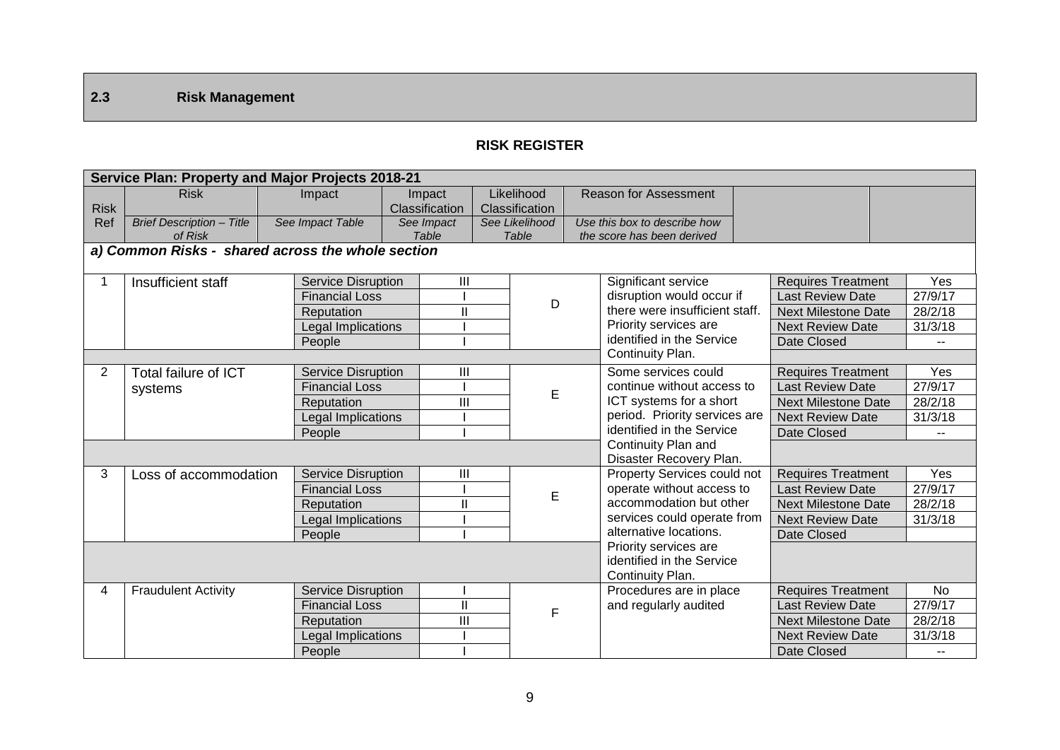## 2.3 Risk Management

**RISK REGISTER**

| Service Plan: Property and Major Projects 2018-21 | | | | | | | |
|---|---|---|---|---|---|---|---|
| Risk Ref | Risk<br>*Brief Description – Title of Risk* | Impact<br>*See Impact Table* | Impact Classification<br>*See Impact Table* | Likelihood Classification<br>*See Likelihood Table* | Reason for Assessment<br>*Use this box to describe how the score has been derived* | | |
| ***a) Common Risks - shared across the whole section*** | | | | | | | |
| 1 | Insufficient staff | Service Disruption | III | D | Significant service disruption would occur if there were insufficient staff. Priority services are identified in the Service Continuity Plan. | Requires Treatment | Yes |
| | | Financial Loss | I | | | Last Review Date | 27/9/17 |
| | | Reputation | II | | | Next Milestone Date | 28/2/18 |
| | | Legal Implications | I | | | Next Review Date | 31/3/18 |
| | | People | I | | | Date Closed | -- |
| 2 | Total failure of ICT systems | Service Disruption | III | E | Some services could continue without access to ICT systems for a short period. Priority services are identified in the Service Continuity Plan and Disaster Recovery Plan. | Requires Treatment | Yes |
| | | Financial Loss | I | | | Last Review Date | 27/9/17 |
| | | Reputation | III | | | Next Milestone Date | 28/2/18 |
| | | Legal Implications | I | | | Next Review Date | 31/3/18 |
| | | People | I | | | Date Closed | -- |
| 3 | Loss of accommodation | Service Disruption | III | E | Property Services could not operate without access to accommodation but other services could operate from alternative locations. Priority services are identified in the Service Continuity Plan. | Requires Treatment | Yes |
| | | Financial Loss | I | | | Last Review Date | 27/9/17 |
| | | Reputation | II | | | Next Milestone Date | 28/2/18 |
| | | Legal Implications | I | | | Next Review Date | 31/3/18 |
| | | People | I | | | Date Closed | |
| 4 | Fraudulent Activity | Service Disruption | I | F | Procedures are in place and regularly audited | Requires Treatment | No |
| | | Financial Loss | II | | | Last Review Date | 27/9/17 |
| | | Reputation | III | | | Next Milestone Date | 28/2/18 |
| | | Legal Implications | I | | | Next Review Date | 31/3/18 |
| | | People | I | | | Date Closed | -- |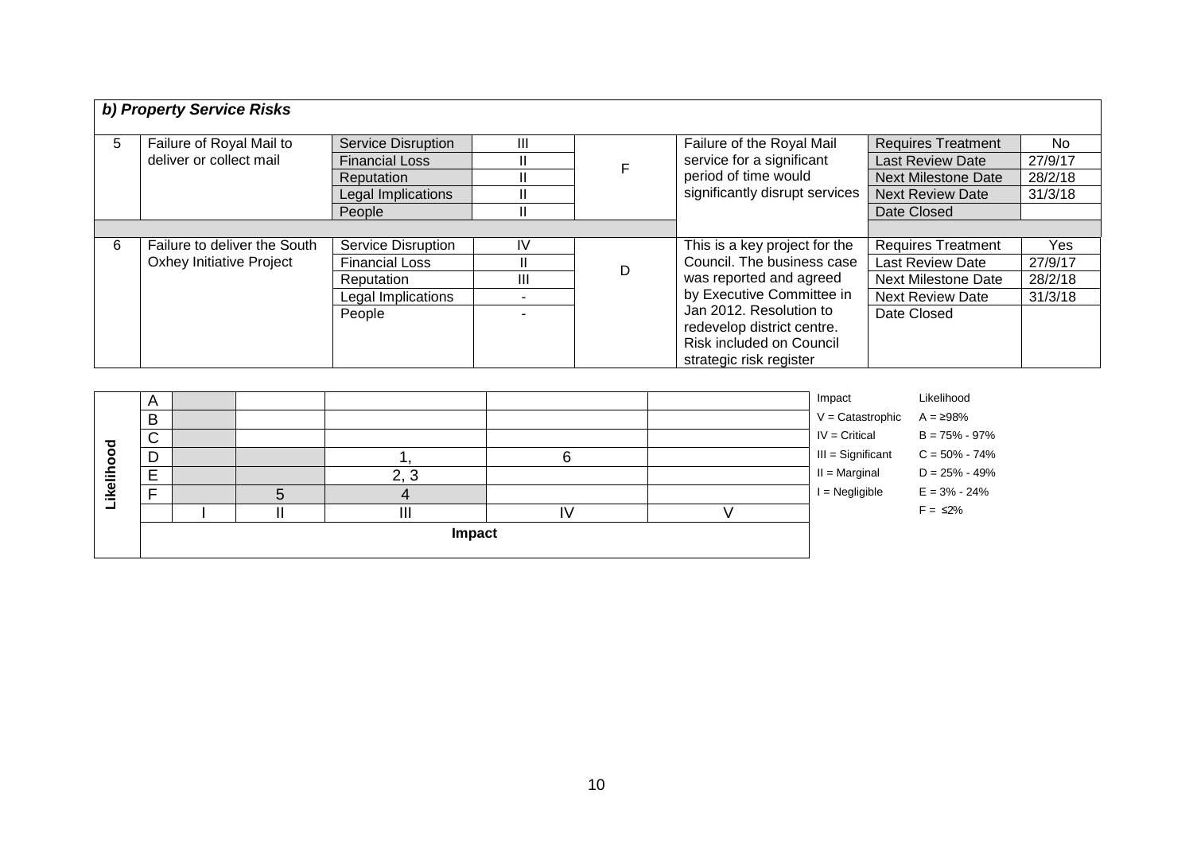### *b) Property Service Risks*

| No. | Risk | Impact Category | Impact | Likelihood | Comments | Status | |
|---|---|---|---|---|---|---|---|
| 5 | Failure of Royal Mail to deliver or collect mail | Service Disruption | III | F | Failure of the Royal Mail service for a significant period of time would significantly disrupt services | Requires Treatment | No |
| | | Financial Loss | II | | | Last Review Date | 27/9/17 |
| | | Reputation | II | | | Next Milestone Date | 28/2/18 |
| | | Legal Implications | II | | | Next Review Date | 31/3/18 |
| | | People | II | | | Date Closed | |
| 6 | Failure to deliver the South Oxhey Initiative Project | Service Disruption | IV | D | This is a key project for the Council. The business case was reported and agreed by Executive Committee in Jan 2012. Resolution to redevelop district centre. Risk included on Council strategic risk register | Requires Treatment | Yes |
| | | Financial Loss | II | | | Last Review Date | 27/9/17 |
| | | Reputation | III | | | Next Milestone Date | 28/2/18 |
| | | Legal Implications | - | | | Next Review Date | 31/3/18 |
| | | People | - | | | Date Closed | |

| Likelihood | I | II | III | IV | V |
|---|---|---|---|---|---|
| A | | | | | |
| B | | | | | |
| C | | | | | |
| D | | | 1, | 6 | |
| E | | | 2, 3 | | |
| F | | 5 | 4 | | |

**Impact**

| Impact | Likelihood |
|---|---|
| V = Catastrophic | A = ≥98% |
| IV = Critical | B = 75% - 97% |
| III = Significant | C = 50% - 74% |
| II = Marginal | D = 25% - 49% |
| I = Negligible | E = 3% - 24% |
| | F = ≤2% |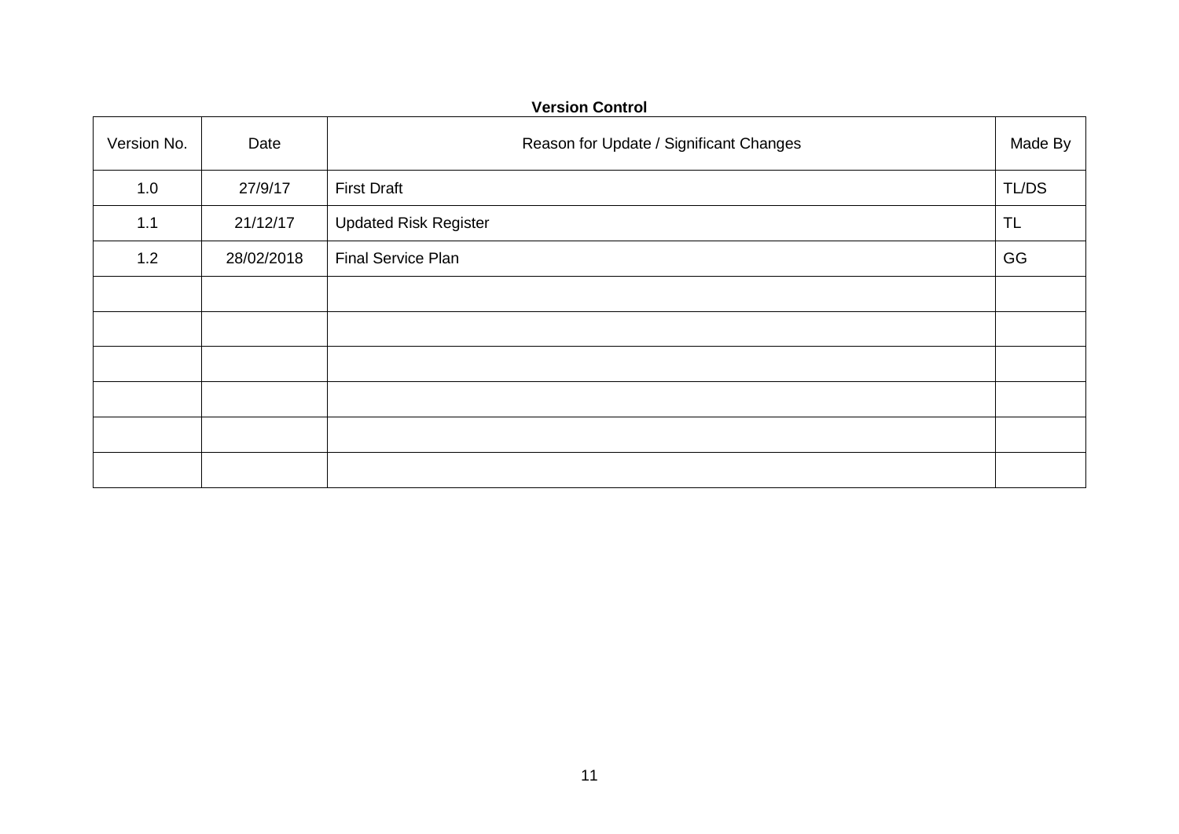**Version Control**

| Version No. | Date | Reason for Update / Significant Changes | Made By |
|---|---|---|---|
| 1.0 | 27/9/17 | First Draft | TL/DS |
| 1.1 | 21/12/17 | Updated Risk Register | TL |
| 1.2 | 28/02/2018 | Final Service Plan | GG |
| | | | |
| | | | |
| | | | |
| | | | |
| | | | |
| | | | |